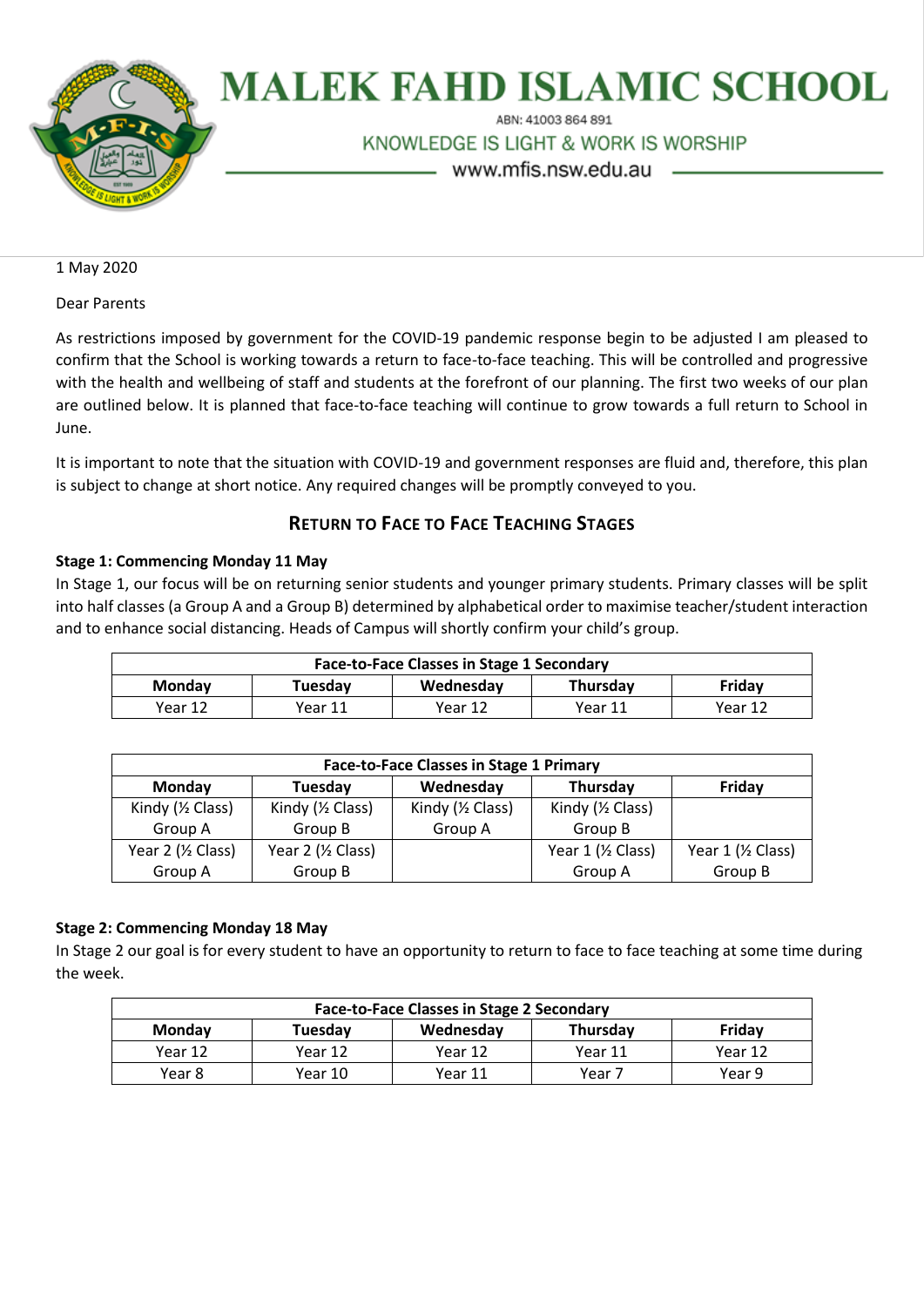# MALEK FAHD ISLAMIC SCHOOL

ABN: 41003 864 891

KNOWLEDGE IS LIGHT & WORK IS WORSHIP

www.mfis.nsw.edu.au

1 May 2020

Dear Parents

As restrictions imposed by government for the COVID-19 pandemic response begin to be adjusted I am pleased to confirm that the School is working towards a return to face-to-face teaching. This will be controlled and progressive with the health and wellbeing of staff and students at the forefront of our planning. The first two weeks of our plan are outlined below. It is planned that face-to-face teaching will continue to grow towards a full return to School in June.

It is important to note that the situation with COVID-19 and government responses are fluid and, therefore, this plan is subject to change at short notice. Any required changes will be promptly conveyed to you.

## RETURN TO FACE TO FACE TEACHING STAGES

**Stage 1: Commencing Monday 11 May**

In Stage 1, our focus will be on returning senior students and younger primary students. Primary classes will be split into half classes (a Group A and a Group B) determined by alphabetical order to maximise teacher/student interaction and to enhance social distancing. Heads of Campus will shortly confirm your child's group.

| **Face-to-Face Classes in Stage 1 Secondary** | | | | |
|---|---|---|---|---|
| **Monday** | **Tuesday** | **Wednesday** | **Thursday** | **Friday** |
| Year 12 | Year 11 | Year 12 | Year 11 | Year 12 |

| **Face-to-Face Classes in Stage 1 Primary** | | | | |
|---|---|---|---|---|
| **Monday** | **Tuesday** | **Wednesday** | **Thursday** | **Friday** |
| Kindy (½ Class) Group A | Kindy (½ Class) Group B | Kindy (½ Class) Group A | Kindy (½ Class) Group B | |
| Year 2 (½ Class) Group A | Year 2 (½ Class) Group B | | Year 1 (½ Class) Group A | Year 1 (½ Class) Group B |

**Stage 2: Commencing Monday 18 May**

In Stage 2 our goal is for every student to have an opportunity to return to face to face teaching at some time during the week.

| **Face-to-Face Classes in Stage 2 Secondary** | | | | |
|---|---|---|---|---|
| **Monday** | **Tuesday** | **Wednesday** | **Thursday** | **Friday** |
| Year 12 | Year 12 | Year 12 | Year 11 | Year 12 |
| Year 8 | Year 10 | Year 11 | Year 7 | Year 9 |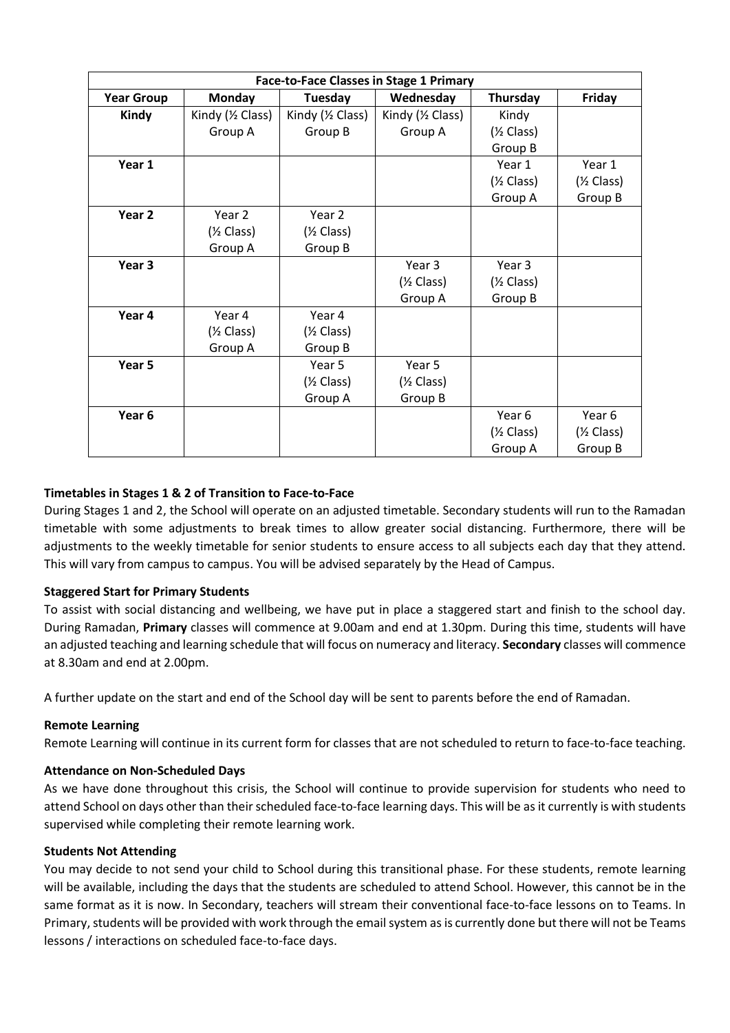| Face-to-Face Classes in Stage 1 Primary | | | | | |
|---|---|---|---|---|---|
| **Year Group** | **Monday** | **Tuesday** | **Wednesday** | **Thursday** | **Friday** |
| **Kindy** | Kindy (½ Class) Group A | Kindy (½ Class) Group B | Kindy (½ Class) Group A | Kindy (½ Class) Group B | |
| **Year 1** | | | | Year 1 (½ Class) Group A | Year 1 (½ Class) Group B |
| **Year 2** | Year 2 (½ Class) Group A | Year 2 (½ Class) Group B | | | |
| **Year 3** | | | Year 3 (½ Class) Group A | Year 3 (½ Class) Group B | |
| **Year 4** | Year 4 (½ Class) Group A | Year 4 (½ Class) Group B | | | |
| **Year 5** | | Year 5 (½ Class) Group A | Year 5 (½ Class) Group B | | |
| **Year 6** | | | | Year 6 (½ Class) Group A | Year 6 (½ Class) Group B |

**Timetables in Stages 1 & 2 of Transition to Face-to-Face**

During Stages 1 and 2, the School will operate on an adjusted timetable. Secondary students will run to the Ramadan timetable with some adjustments to break times to allow greater social distancing. Furthermore, there will be adjustments to the weekly timetable for senior students to ensure access to all subjects each day that they attend. This will vary from campus to campus. You will be advised separately by the Head of Campus.

**Staggered Start for Primary Students**

To assist with social distancing and wellbeing, we have put in place a staggered start and finish to the school day. During Ramadan, **Primary** classes will commence at 9.00am and end at 1.30pm. During this time, students will have an adjusted teaching and learning schedule that will focus on numeracy and literacy. **Secondary** classes will commence at 8.30am and end at 2.00pm.

A further update on the start and end of the School day will be sent to parents before the end of Ramadan.

**Remote Learning**

Remote Learning will continue in its current form for classes that are not scheduled to return to face-to-face teaching.

**Attendance on Non-Scheduled Days**

As we have done throughout this crisis, the School will continue to provide supervision for students who need to attend School on days other than their scheduled face-to-face learning days. This will be as it currently is with students supervised while completing their remote learning work.

**Students Not Attending**

You may decide to not send your child to School during this transitional phase. For these students, remote learning will be available, including the days that the students are scheduled to attend School. However, this cannot be in the same format as it is now. In Secondary, teachers will stream their conventional face-to-face lessons on to Teams. In Primary, students will be provided with work through the email system as is currently done but there will not be Teams lessons / interactions on scheduled face-to-face days.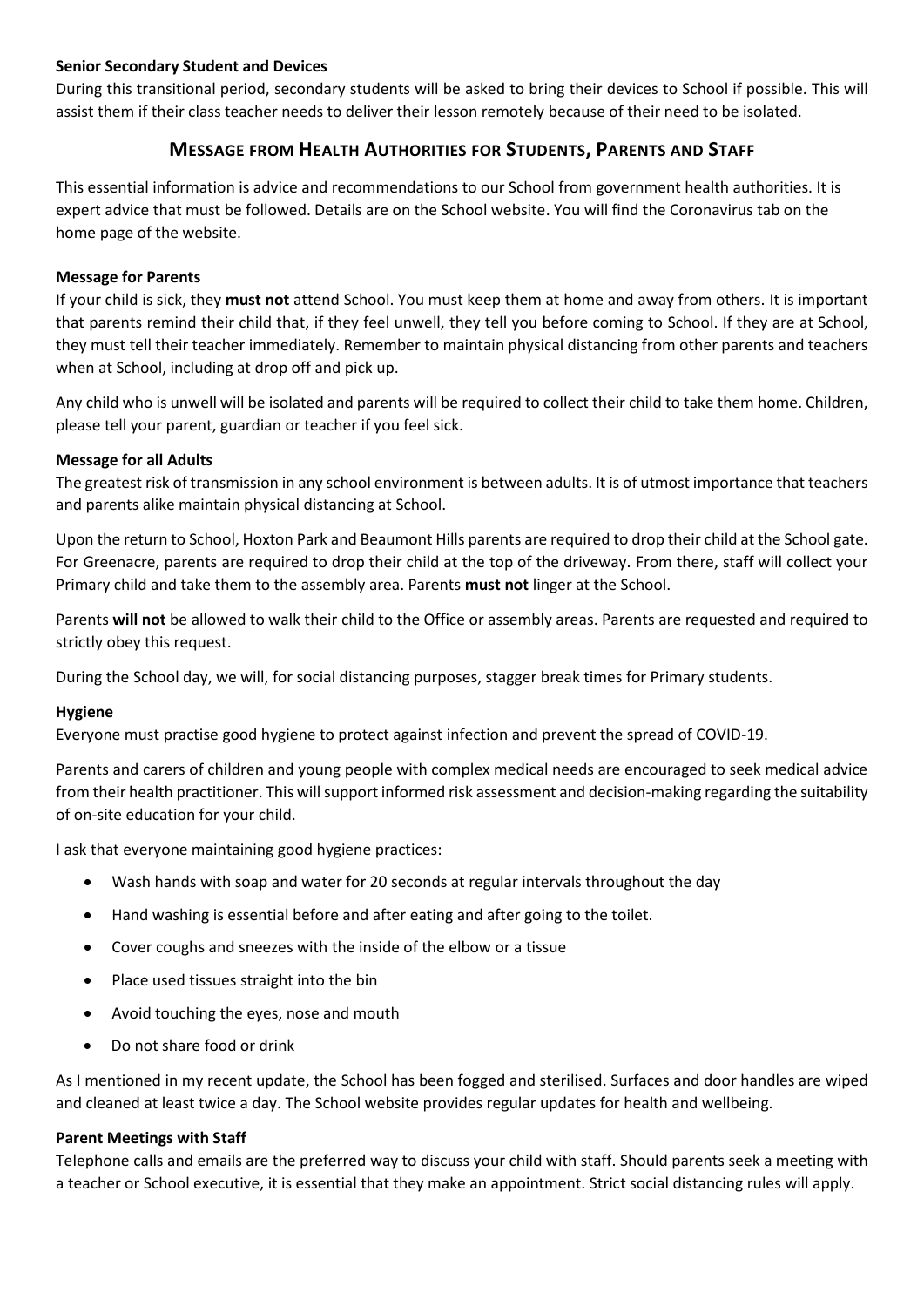**Senior Secondary Student and Devices**

During this transitional period, secondary students will be asked to bring their devices to School if possible. This will assist them if their class teacher needs to deliver their lesson remotely because of their need to be isolated.

## MESSAGE FROM HEALTH AUTHORITIES FOR STUDENTS, PARENTS AND STAFF

This essential information is advice and recommendations to our School from government health authorities. It is expert advice that must be followed. Details are on the School website. You will find the Coronavirus tab on the home page of the website.

**Message for Parents**

If your child is sick, they **must not** attend School. You must keep them at home and away from others. It is important that parents remind their child that, if they feel unwell, they tell you before coming to School. If they are at School, they must tell their teacher immediately. Remember to maintain physical distancing from other parents and teachers when at School, including at drop off and pick up.

Any child who is unwell will be isolated and parents will be required to collect their child to take them home. Children, please tell your parent, guardian or teacher if you feel sick.

**Message for all Adults**

The greatest risk of transmission in any school environment is between adults. It is of utmost importance that teachers and parents alike maintain physical distancing at School.

Upon the return to School, Hoxton Park and Beaumont Hills parents are required to drop their child at the School gate. For Greenacre, parents are required to drop their child at the top of the driveway. From there, staff will collect your Primary child and take them to the assembly area. Parents **must not** linger at the School.

Parents **will not** be allowed to walk their child to the Office or assembly areas. Parents are requested and required to strictly obey this request.

During the School day, we will, for social distancing purposes, stagger break times for Primary students.

**Hygiene**

Everyone must practise good hygiene to protect against infection and prevent the spread of COVID-19.

Parents and carers of children and young people with complex medical needs are encouraged to seek medical advice from their health practitioner. This will support informed risk assessment and decision-making regarding the suitability of on-site education for your child.

I ask that everyone maintaining good hygiene practices:

- Wash hands with soap and water for 20 seconds at regular intervals throughout the day
- Hand washing is essential before and after eating and after going to the toilet.
- Cover coughs and sneezes with the inside of the elbow or a tissue
- Place used tissues straight into the bin
- Avoid touching the eyes, nose and mouth
- Do not share food or drink

As I mentioned in my recent update, the School has been fogged and sterilised. Surfaces and door handles are wiped and cleaned at least twice a day. The School website provides regular updates for health and wellbeing.

**Parent Meetings with Staff**

Telephone calls and emails are the preferred way to discuss your child with staff. Should parents seek a meeting with a teacher or School executive, it is essential that they make an appointment. Strict social distancing rules will apply.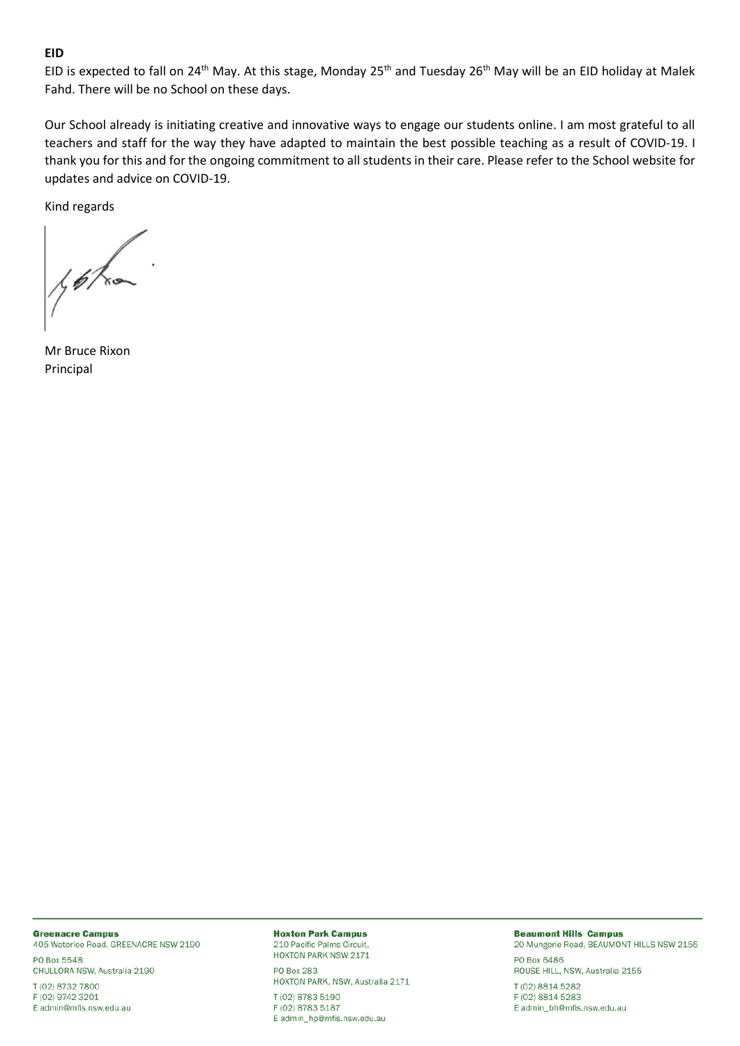**EID**

EID is expected to fall on 24th May. At this stage, Monday 25th and Tuesday 26th May will be an EID holiday at Malek Fahd. There will be no School on these days.

Our School already is initiating creative and innovative ways to engage our students online. I am most grateful to all teachers and staff for the way they have adapted to maintain the best possible teaching as a result of COVID-19. I thank you for this and for the ongoing commitment to all students in their care. Please refer to the School website for updates and advice on COVID-19.

Kind regards

Mr Bruce Rixon
Principal

**Greenacre Campus**
405 Waterloo Road, GREENACRE NSW 2190
PO Box 5548
CHULLORA NSW, Australia 2190
T (02) 8732 7800
F (02) 9742 3201
E admin@mfis.nsw.edu.au

**Hoxton Park Campus**
210 Pacific Palms Circuit,
HOXTON PARK NSW 2171
PO Box 283
HOXTON PARK, NSW, Australia 2171
T (02) 8783 5190
F (02) 8783 5187
E admin_hp@mfis.nsw.edu.au

**Beaumont Hills Campus**
20 Mungerie Road, BEAUMONT HILLS NSW 2155
PO Box 6486
ROUSE HILL, NSW, Australia 2155
T (02) 8814 5282
F (02) 8814 5283
E admin_bh@mfis.nsw.edu.au